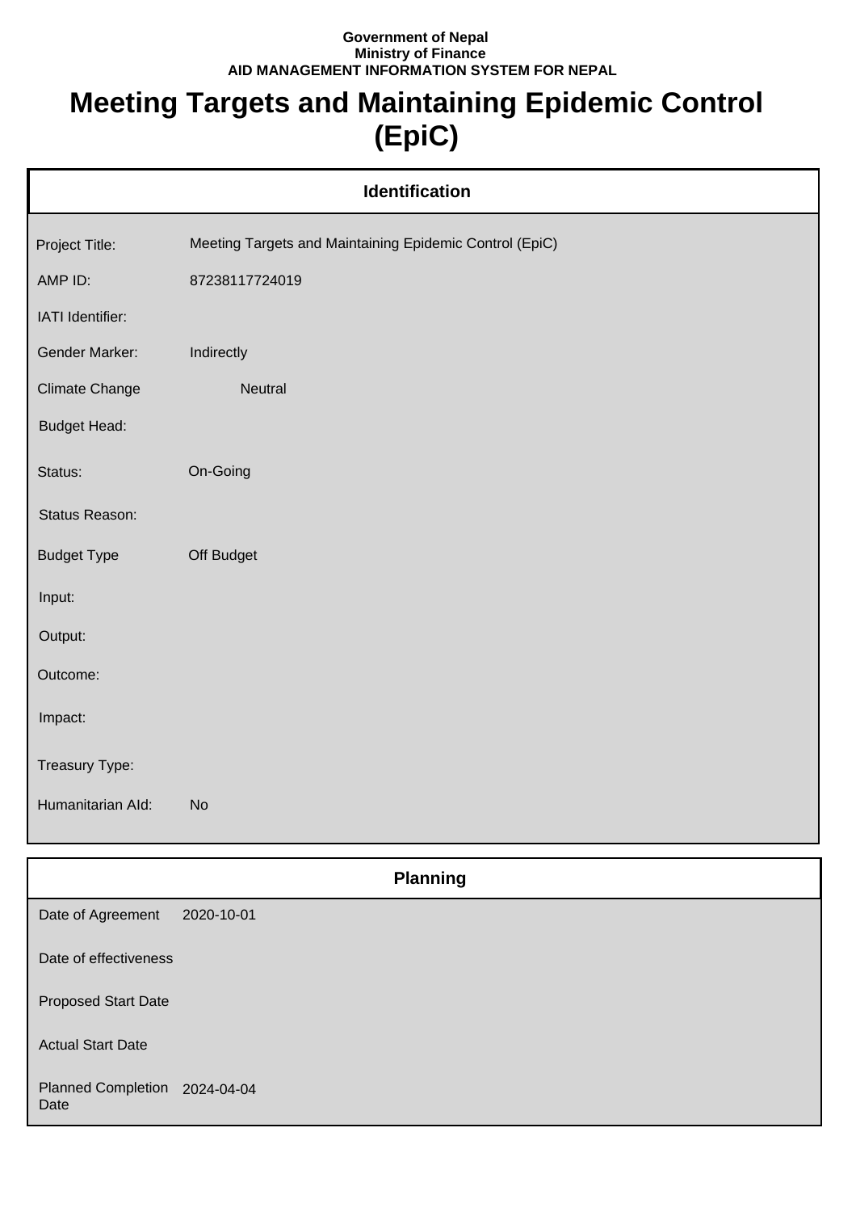**Government of Nepal**
**Ministry of Finance**
**AID MANAGEMENT INFORMATION SYSTEM FOR NEPAL**

# Meeting Targets and Maintaining Epidemic Control (EpiC)

## Identification

| | |
|---|---|
| Project Title: | Meeting Targets and Maintaining Epidemic Control (EpiC) |
| AMP ID: | 87238117724019 |
| IATI Identifier: | |
| Gender Marker: | Indirectly |
| Climate Change | Neutral |
| Budget Head: | |
| Status: | On-Going |
| Status Reason: | |
| Budget Type | Off Budget |
| Input: | |
| Output: | |
| Outcome: | |
| Impact: | |
| Treasury Type: | |
| Humanitarian AId: | No |

## Planning

| | |
|---|---|
| Date of Agreement | 2020-10-01 |
| Date of effectiveness | |
| Proposed Start Date | |
| Actual Start Date | |
| Planned Completion Date | 2024-04-04 |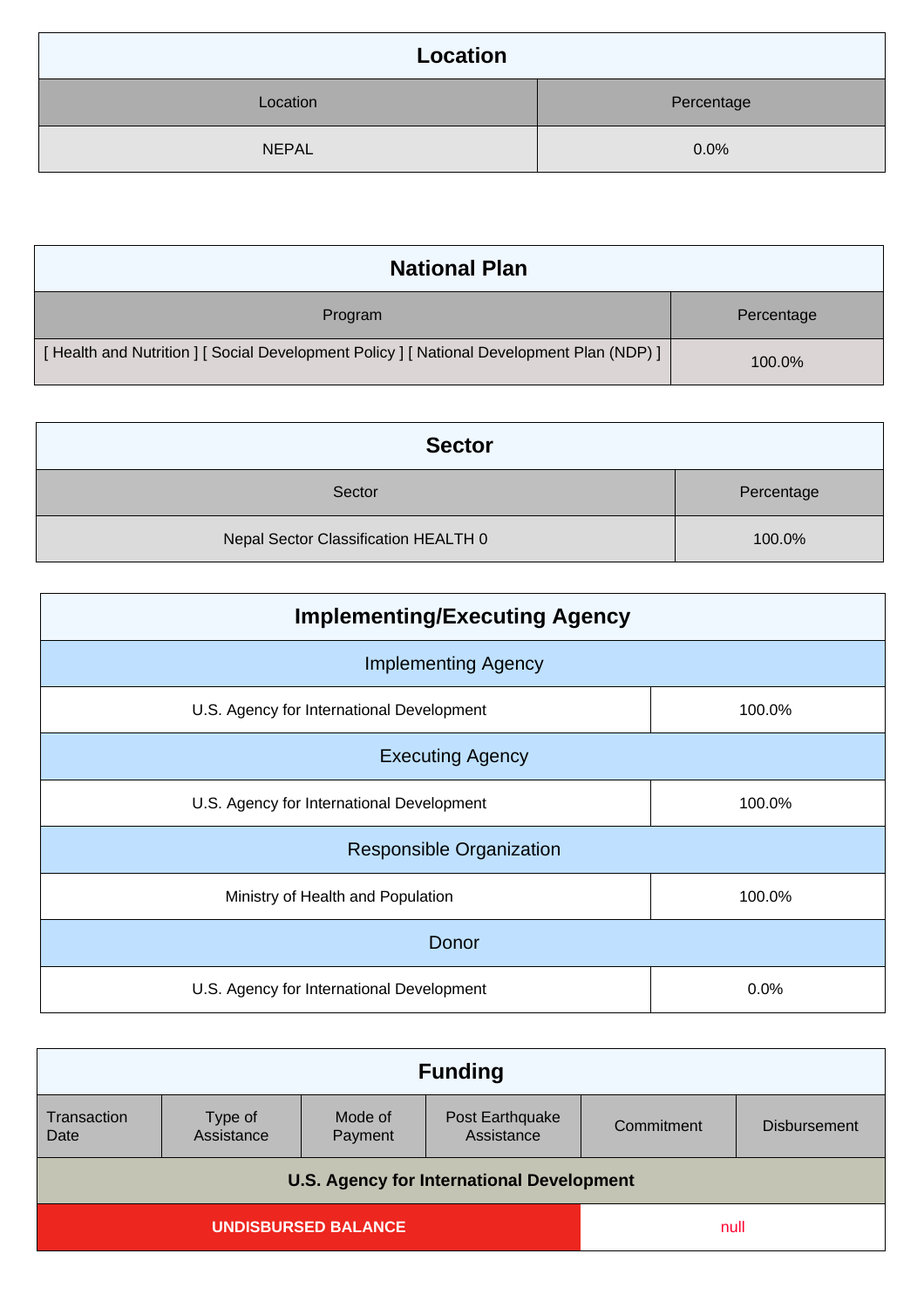## Location

| Location | Percentage |
|---|---|
| NEPAL | 0.0% |

## National Plan

| Program | Percentage |
|---|---|
| [ Health and Nutrition ] [ Social Development Policy ] [ National Development Plan (NDP) ] | 100.0% |

## Sector

| Sector | Percentage |
|---|---|
| Nepal Sector Classification HEALTH 0 | 100.0% |

## Implementing/Executing Agency

| Implementing Agency | |
|---|---|
| U.S. Agency for International Development | 100.0% |
| **Executing Agency** | |
| U.S. Agency for International Development | 100.0% |
| **Responsible Organization** | |
| Ministry of Health and Population | 100.0% |
| **Donor** | |
| U.S. Agency for International Development | 0.0% |

## Funding

| Transaction Date | Type of Assistance | Mode of Payment | Post Earthquake Assistance | Commitment | Disbursement |
|---|---|---|---|---|---|
| **U.S. Agency for International Development** | | | | | |
| **UNDISBURSED BALANCE** | | | | null | |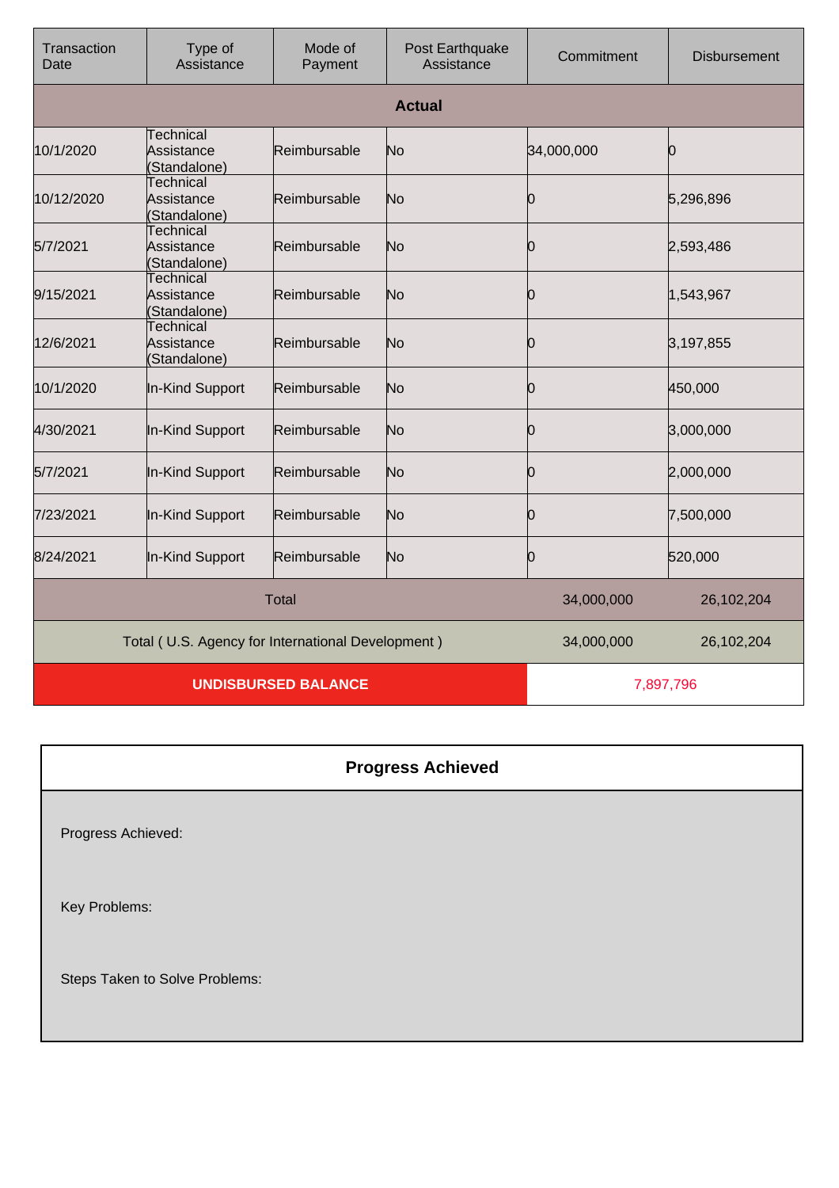| Transaction Date | Type of Assistance | Mode of Payment | Post Earthquake Assistance | Commitment | Disbursement |
|---|---|---|---|---|---|
| **Actual** | | | | | |
| 10/1/2020 | Technical Assistance (Standalone) | Reimbursable | No | 34,000,000 | 0 |
| 10/12/2020 | Technical Assistance (Standalone) | Reimbursable | No | 0 | 5,296,896 |
| 5/7/2021 | Technical Assistance (Standalone) | Reimbursable | No | 0 | 2,593,486 |
| 9/15/2021 | Technical Assistance (Standalone) | Reimbursable | No | 0 | 1,543,967 |
| 12/6/2021 | Technical Assistance (Standalone) | Reimbursable | No | 0 | 3,197,855 |
| 10/1/2020 | In-Kind Support | Reimbursable | No | 0 | 450,000 |
| 4/30/2021 | In-Kind Support | Reimbursable | No | 0 | 3,000,000 |
| 5/7/2021 | In-Kind Support | Reimbursable | No | 0 | 2,000,000 |
| 7/23/2021 | In-Kind Support | Reimbursable | No | 0 | 7,500,000 |
| 8/24/2021 | In-Kind Support | Reimbursable | No | 0 | 520,000 |
| Total | | | | 34,000,000 | 26,102,204 |
| Total ( U.S. Agency for International Development ) | | | | 34,000,000 | 26,102,204 |
| **UNDISBURSED BALANCE** | | | | 7,897,796 | |

## Progress Achieved

Progress Achieved:

Key Problems:

Steps Taken to Solve Problems: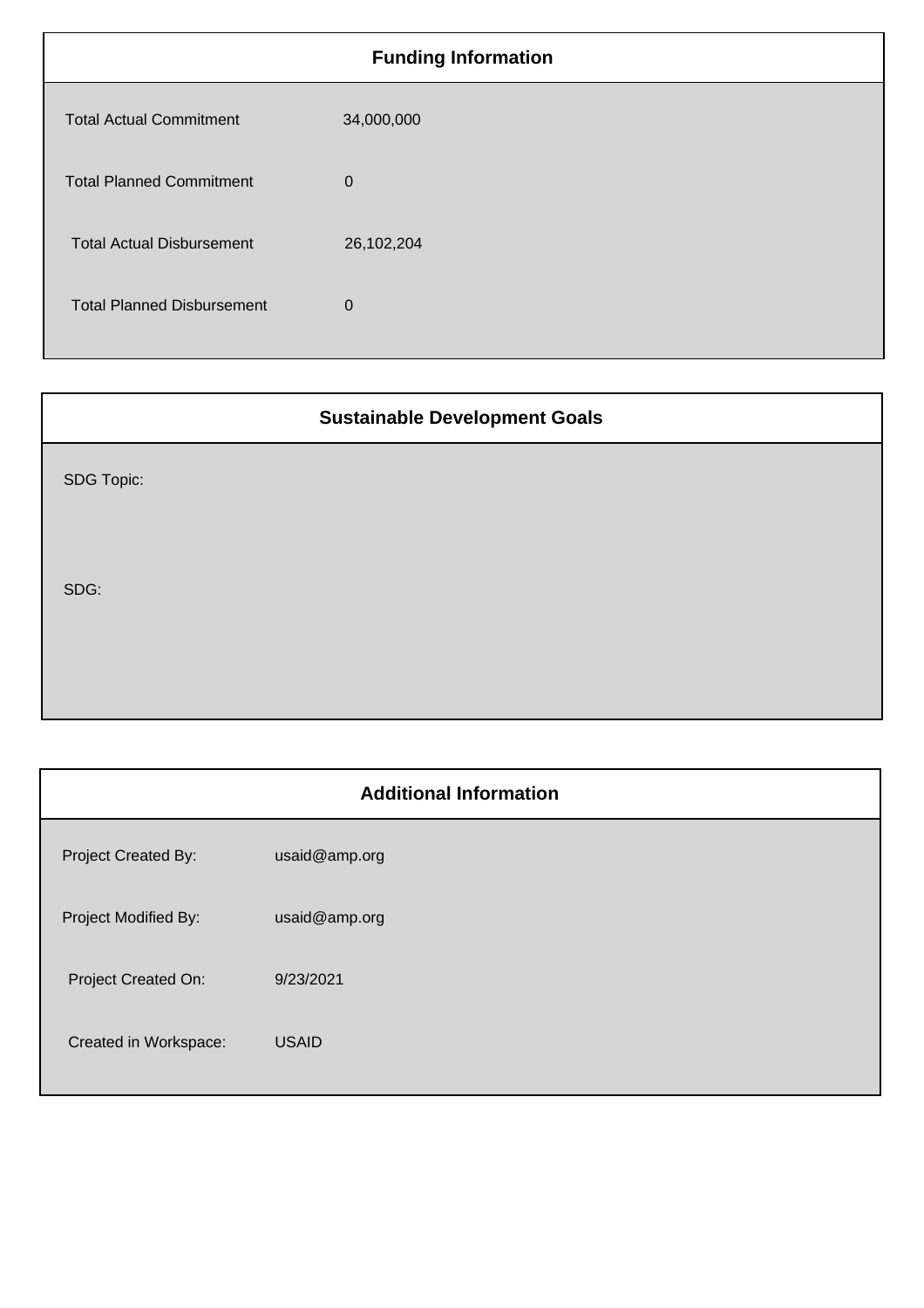## Funding Information

| | |
|---|---|
| Total Actual Commitment | 34,000,000 |
| Total Planned Commitment | 0 |
| Total Actual Disbursement | 26,102,204 |
| Total Planned Disbursement | 0 |

## Sustainable Development Goals

SDG Topic:

SDG:

## Additional Information

| | |
|---|---|
| Project Created By: | usaid@amp.org |
| Project Modified By: | usaid@amp.org |
| Project Created On: | 9/23/2021 |
| Created in Workspace: | USAID |